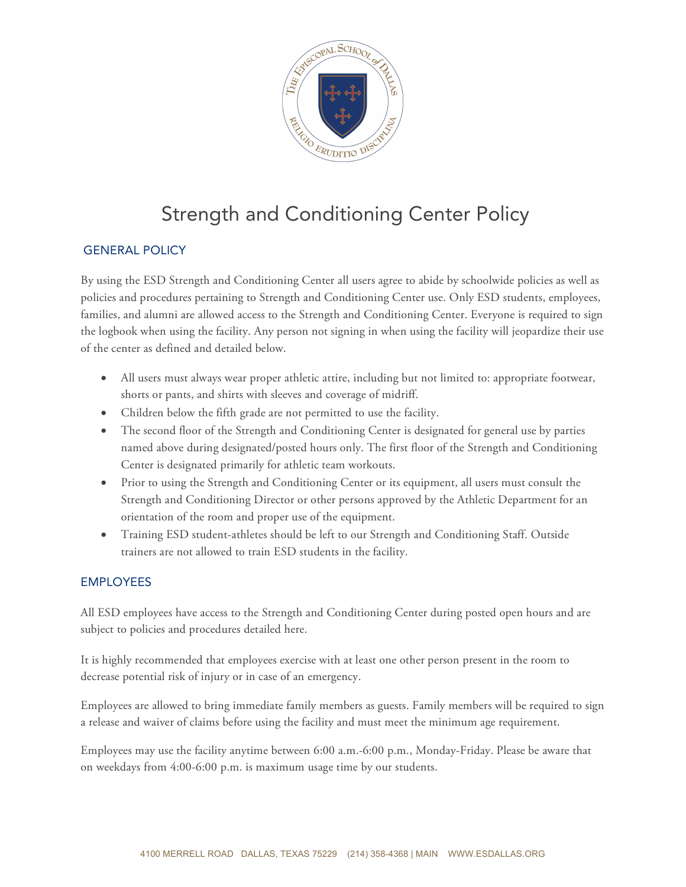# Strength and Conditioning Center Policy

## GENERAL POLICY

By using the ESD Strength and Conditioning Center all users agree to abide by schoolwide policies as well as policies and procedures pertaining to Strength and Conditioning Center use. Only ESD students, employees, families, and alumni are allowed access to the Strength and Conditioning Center. Everyone is required to sign the logbook when using the facility. Any person not signing in when using the facility will jeopardize their use of the center as defined and detailed below.

- All users must always wear proper athletic attire, including but not limited to: appropriate footwear, shorts or pants, and shirts with sleeves and coverage of midriff.
- Children below the fifth grade are not permitted to use the facility.
- The second floor of the Strength and Conditioning Center is designated for general use by parties named above during designated/posted hours only. The first floor of the Strength and Conditioning Center is designated primarily for athletic team workouts.
- Prior to using the Strength and Conditioning Center or its equipment, all users must consult the Strength and Conditioning Director or other persons approved by the Athletic Department for an orientation of the room and proper use of the equipment.
- Training ESD student-athletes should be left to our Strength and Conditioning Staff. Outside trainers are not allowed to train ESD students in the facility.

## EMPLOYEES

All ESD employees have access to the Strength and Conditioning Center during posted open hours and are subject to policies and procedures detailed here.

It is highly recommended that employees exercise with at least one other person present in the room to decrease potential risk of injury or in case of an emergency.

Employees are allowed to bring immediate family members as guests. Family members will be required to sign a release and waiver of claims before using the facility and must meet the minimum age requirement.

Employees may use the facility anytime between 6:00 a.m.-6:00 p.m., Monday-Friday. Please be aware that on weekdays from 4:00-6:00 p.m. is maximum usage time by our students.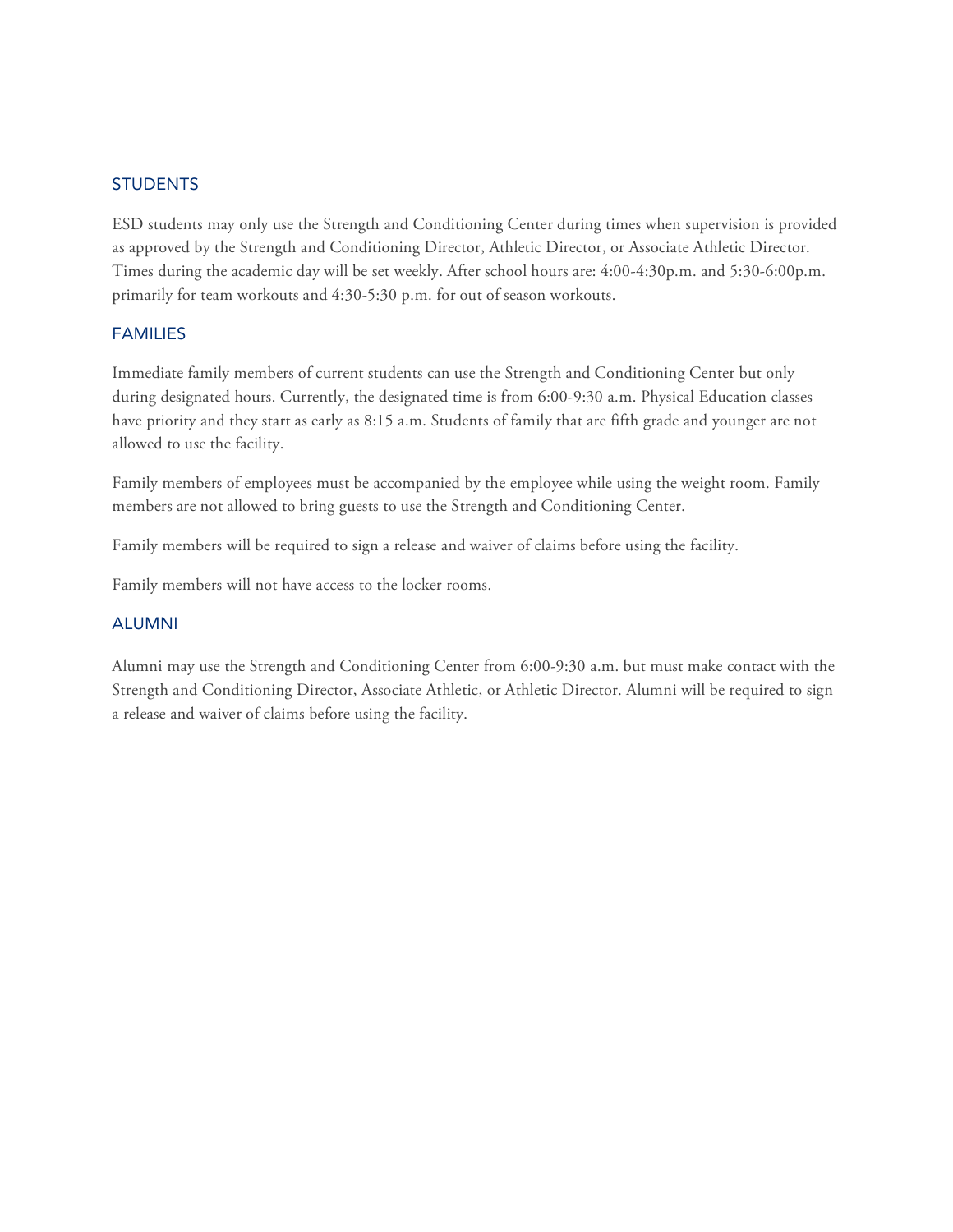## STUDENTS

ESD students may only use the Strength and Conditioning Center during times when supervision is provided as approved by the Strength and Conditioning Director, Athletic Director, or Associate Athletic Director. Times during the academic day will be set weekly. After school hours are: 4:00-4:30p.m. and 5:30-6:00p.m. primarily for team workouts and 4:30-5:30 p.m. for out of season workouts.

## FAMILIES

Immediate family members of current students can use the Strength and Conditioning Center but only during designated hours. Currently, the designated time is from 6:00-9:30 a.m. Physical Education classes have priority and they start as early as 8:15 a.m. Students of family that are fifth grade and younger are not allowed to use the facility.

Family members of employees must be accompanied by the employee while using the weight room. Family members are not allowed to bring guests to use the Strength and Conditioning Center.

Family members will be required to sign a release and waiver of claims before using the facility.

Family members will not have access to the locker rooms.

## ALUMNI

Alumni may use the Strength and Conditioning Center from 6:00-9:30 a.m. but must make contact with the Strength and Conditioning Director, Associate Athletic, or Athletic Director. Alumni will be required to sign a release and waiver of claims before using the facility.